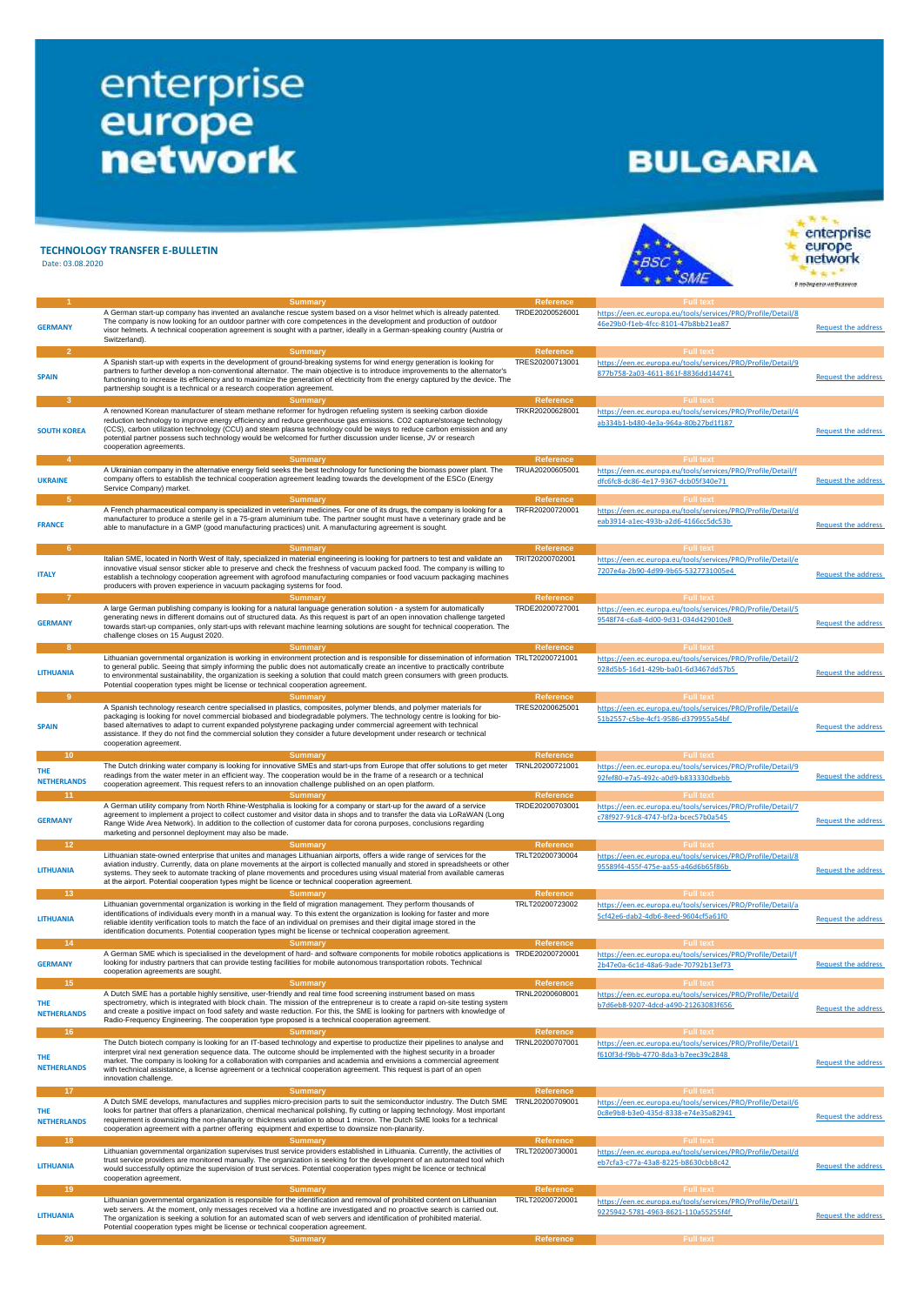# enterprise europe network

# BULGARIA

## TECHNOLOGY TRANSFER E-BULLETIN

Date: 03.08.2020

| # | Summary | Reference | Full text | |
|---|---|---|---|---|
| 1 | | | | |
| GERMANY | A German start-up company has invented an avalanche rescue system based on a visor helmet which is already patented. The company is now looking for an outdoor partner with core competences in the development and production of outdoor visor helmets. A technical cooperation agreement is sought with a partner, ideally in a German-speaking country (Austria or Switzerland). | TRDE20200526001 | https://een.ec.europa.eu/tools/services/PRO/Profile/Detail/846e29b0-f1eb-4fcc-8101-47b8bb21ea87 | Request the address |
| 2 | | | | |
| SPAIN | A Spanish start-up with experts in the development of ground-breaking systems for wind energy generation is looking for partners to further develop a non-conventional alternator. The main objective is to introduce improvements to the alternator's functioning to increase its efficiency and to maximize the generation of electricity from the energy captured by the device. The partnership sought is a technical or a research cooperation agreement. | TRES20200713001 | https://een.ec.europa.eu/tools/services/PRO/Profile/Detail/9877b758-2a03-4611-861f-8836dd144741 | Request the address |
| 3 | | | | |
| SOUTH KOREA | A renowned Korean manufacturer of steam methane reformer for hydrogen refueling system is seeking carbon dioxide reduction technology to improve energy efficiency and reduce greenhouse gas emissions. CO2 capture/storage technology (CCS), carbon utilization technology (CCU) and steam plasma technology could be ways to reduce carbon emission and any potential partner possess such technology would be welcomed for further discussion under license, JV or research cooperation agreements. | TRKR20200628001 | https://een.ec.europa.eu/tools/services/PRO/Profile/Detail/4ab334b1-b480-4e3a-964a-80b27bd1f187 | Request the address |
| 4 | | | | |
| UKRAINE | A Ukrainian company in the alternative energy field seeks the best technology for functioning the biomass power plant. The company offers to establish the technical cooperation agreement leading towards the development of the ESCo (Energy Service Company) market. | TRUA20200605001 | https://een.ec.europa.eu/tools/services/PRO/Profile/Detail/fdfc6fc8-dc86-4e17-9367-dcb05f340e71 | Request the address |
| 5 | | | | |
| FRANCE | A French pharmaceutical company is specialized in veterinary medicines. For one of its drugs, the company is looking for a manufacturer to produce a sterile gel in a 75-gram aluminium tube. The partner sought must have a veterinary grade and be able to manufacture in a GMP (good manufacturing practices) unit. A manufacturing agreement is sought. | TRFR20200720001 | https://een.ec.europa.eu/tools/services/PRO/Profile/Detail/deab3914-a1ec-493b-a2d6-4166cc5dc53b | Request the address |
| 6 | | | | |
| ITALY | Italian SME, located in North West of Italy, specialized in material engineering is looking for partners to test and validate an innovative visual sensor sticker able to preserve and check the freshness of vacuum packed food. The company is willing to establish a technology cooperation agreement with agrofood manufacturing companies or food vacuum packaging machines producers with proven experience in vacuum packaging systems for food. | TRIT20200702001 | https://een.ec.europa.eu/tools/services/PRO/Profile/Detail/e7207e4a-2b90-4d99-9b65-5327731005e4 | Request the address |
| 7 | | | | |
| GERMANY | A large German publishing company is looking for a natural language generation solution - a system for automatically generating news in different domains out of structured data. As this request is part of an open innovation challenge targeted towards start-up companies, only start-ups with relevant machine learning solutions are sought for technical cooperation. The challenge closes on 15 August 2020. | TRDE20200727001 | https://een.ec.europa.eu/tools/services/PRO/Profile/Detail/59548f74-c6a8-4d00-9d31-034d429010e8 | Request the address |
| 8 | | | | |
| LITHUANIA | Lithuanian governmental organization is working in environment protection and is responsible for dissemination of information to general public. Seeing that simply informing the public does not automatically create an incentive to practically contribute to environmental sustainability, the organization is seeking a solution that could match green consumers with green products. Potential cooperation types might be license or technical cooperation agreement. | TRLT20200721001 | https://een.ec.europa.eu/tools/services/PRO/Profile/Detail/2928d5b5-16d1-429b-ba01-6d3467dd57b5 | Request the address |
| 9 | | | | |
| SPAIN | A Spanish technology research centre specialised in plastics, composites, polymer blends, and polymer materials for packaging is looking for novel commercial biobased and biodegradable polymers. The technology centre is looking for bio-based alternatives to adapt to current expanded polystyrene packaging under commercial agreement with technical assistance. If they do not find the commercial solution they consider a future development under research or technical cooperation agreement. | TRES20200625001 | https://een.ec.europa.eu/tools/services/PRO/Profile/Detail/e51b2557-c5be-4cf1-9586-d379955a54bf | Request the address |
| 10 | | | | |
| THE NETHERLANDS | The Dutch drinking water company is looking for innovative SMEs and start-ups from Europe that offer solutions to get meter readings from the water meter in an efficient way. The cooperation would be in the frame of a research or a technical cooperation agreement. This request refers to an innovation challenge published on an open platform. | TRNL20200721001 | https://een.ec.europa.eu/tools/services/PRO/Profile/Detail/992fef80-e7a5-492c-a0d9-b833330dbebb | Request the address |
| 11 | | | | |
| GERMANY | A German utility company from North Rhine-Westphalia is looking for a company or start-up for the award of a service agreement to implement a project to collect customer and visitor data in shops and to transfer the data via LoRaWAN (Long Range Wide Area Network). In addition to the collection of customer data for corona purposes, conclusions regarding marketing and personnel deployment may also be made. | TRDE20200703001 | https://een.ec.europa.eu/tools/services/PRO/Profile/Detail/7c78f927-91c8-4747-bf2a-bcec57b0a545 | Request the address |
| 12 | | | | |
| LITHUANIA | Lithuanian state-owned enterprise that unites and manages Lithuanian airports, offers a wide range of services for the aviation industry. Currently, data on plane movements at the airport is collected manually and stored in spreadsheets or other systems. They seek to automate tracking of plane movements and procedures using visual material from available cameras at the airport. Potential cooperation types might be licence or technical cooperation agreement. | TRLT20200730004 | https://een.ec.europa.eu/tools/services/PRO/Profile/Detail/895589f4-455f-475e-aa55-a46d6b65f86b | Request the address |
| 13 | | | | |
| LITHUANIA | Lithuanian governmental organization is working in the field of migration management. They perform thousands of identifications of individuals every month in a manual way. To this extent the organization is looking for faster and more reliable identity verification tools to match the face of an individual on premises and their digital image stored in the identification documents. Potential cooperation types might be license or technical cooperation agreement. | TRLT20200723002 | https://een.ec.europa.eu/tools/services/PRO/Profile/Detail/a5cf42e6-dab2-4db6-8eed-9604cf5a61f0 | Request the address |
| 14 | | | | |
| GERMANY | A German SME which is specialised in the development of hard- and software components for mobile robotics applications is looking for industry partners that can provide testing facilities for mobile autonomous transportation robots. Technical cooperation agreements are sought. | TRDE20200720001 | https://een.ec.europa.eu/tools/services/PRO/Profile/Detail/f2b47e0a-6c1d-48a6-9ade-70792b13ef73 | Request the address |
| 15 | | | | |
| THE NETHERLANDS | A Dutch SME has a portable highly sensitive, user-friendly and real time food screening instrument based on mass spectrometry, which is integrated with block chain. The mission of the entrepreneur is to create a rapid on-site testing system and create a positive impact on food safety and waste reduction. For this, the SME is looking for partners with knowledge of Radio-Frequency Engineering. The cooperation type proposed is a technical cooperation agreement. | TRNL20200608001 | https://een.ec.europa.eu/tools/services/PRO/Profile/Detail/db7d6eb8-9207-4dcd-a490-21263083f656 | Request the address |
| 16 | | | | |
| THE NETHERLANDS | The Dutch biotech company is looking for an IT-based technology and expertise to productize their pipelines to analyse and interpret viral next generation sequence data. The outcome should be implemented with the highest security in a broader market. The company is looking for a collaboration with companies and academia and envisions a commercial agreement with technical assistance, a license agreement or a technical cooperation agreement. This request is part of an open innovation challenge. | TRNL20200707001 | https://een.ec.europa.eu/tools/services/PRO/Profile/Detail/1f610f3d-f9bb-4770-8da3-b7eec39c2848 | Request the address |
| 17 | | | | |
| THE NETHERLANDS | A Dutch SME develops, manufactures and supplies micro-precision parts to suit the semiconductor industry. The Dutch SME looks for partner that offers a planarization, chemical mechanical polishing, fly cutting or lapping technology. Most important requirement is downsizing the non-planarity or thickness variation to about 1 micron. The Dutch SME looks for a technical cooperation agreement with a partner offering equipment and expertise to downsize non-planarity. | TRNL20200709001 | https://een.ec.europa.eu/tools/services/PRO/Profile/Detail/60c8e9b8-b3e0-435d-8338-e74e35a82941 | Request the address |
| 18 | | | | |
| LITHUANIA | Lithuanian governmental organization supervises trust service providers established in Lithuania. Currently, the activities of trust service providers are monitored manually. The organization is seeking for the development of an automated tool which would successfully optimize the supervision of trust services. Potential cooperation types might be licence or technical cooperation agreement. | TRLT20200730001 | https://een.ec.europa.eu/tools/services/PRO/Profile/Detail/deb7cfa3-c77a-43a8-8225-b8630cbb8c42 | Request the address |
| 19 | | | | |
| LITHUANIA | Lithuanian governmental organization is responsible for the identification and removal of prohibited content on Lithuanian web servers. At the moment, only messages received via a hotline are investigated and no proactive search is carried out. The organization is seeking a solution for an automated scan of web servers and identification of prohibited material. Potential cooperation types might be license or technical cooperation agreement. | TRLT20200720001 | https://een.ec.europa.eu/tools/services/PRO/Profile/Detail/19225942-5781-4963-8621-110a55255f4f | Request the address |
| 20 | | | | |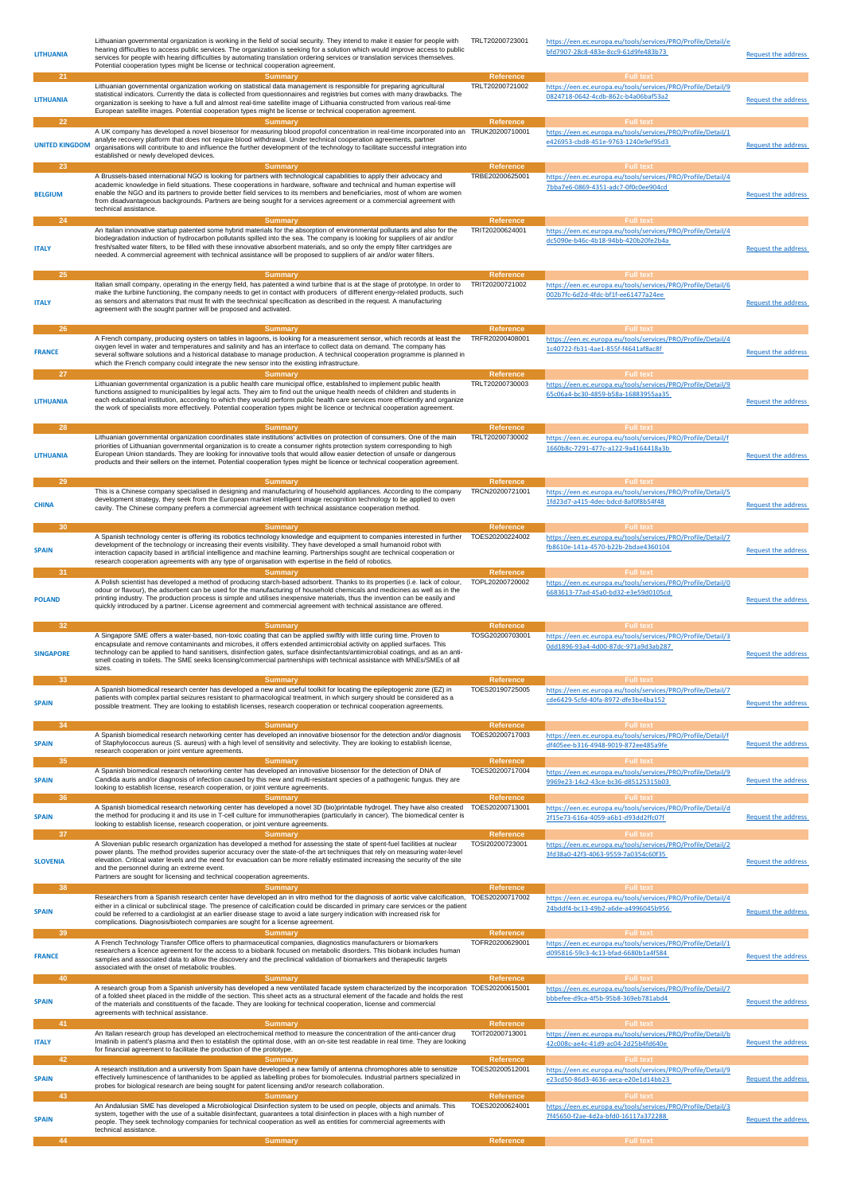| | | | | |
|---|---|---|---|---|
| LITHUANIA | Lithuanian governmental organization is working in the field of social security. They intend to make it easier for people with hearing difficulties to access public services. The organization is seeking for a solution which would improve access to public services for people with hearing difficulties by automating translation ordering services or translation services themselves. Potential cooperation types might be license or technical cooperation agreement. | TRLT20200723001 | https://een.ec.europa.eu/tools/services/PRO/Profile/Detail/ebfd7907-28c8-483e-8cc9-61d9fe483b73 | Request the address |
| 21 | Summary | Reference | Full text | |
| LITHUANIA | Lithuanian governmental organization working on statistical data management is responsible for preparing agricultural statistical indicators. Currently the data is collected from questionnaires and registries but comes with many drawbacks. The organization is seeking to have a full and almost real-time satellite image of Lithuania constructed from various real-time European satellite images. Potential cooperation types might be license or technical cooperation agreement. | TRLT20200721002 | https://een.ec.europa.eu/tools/services/PRO/Profile/Detail/90824718-0642-4cdb-862c-b4a06baf53a2 | Request the address |
| 22 | Summary | Reference | Full text | |
| UNITED KINGDOM | A UK company has developed a novel biosensor for measuring blood propofol concentration in real-time incorporated into an analyte recovery platform that does not require blood withdrawal. Under technical cooperation agreements, partner organisations will contribute to and influence the further development of the technology to facilitate successful integration into established or newly developed devices. | TRUK20200710001 | https://een.ec.europa.eu/tools/services/PRO/Profile/Detail/1e426953-cbd8-451e-9763-1240e9ef95d3 | Request the address |
| 23 | Summary | Reference | Full text | |
| BELGIUM | A Brussels-based international NGO is looking for partners with technological capabilities to apply their advocacy and academic knowledge in field situations. These cooperations in hardware, software and technical and human expertise will enable the NGO and its partners to provide better field services to its members and beneficiaries, most of whom are women from disadvantageous backgrounds. Partners are being sought for a services agreement or a commercial agreement with technical assistance. | TRBE20200625001 | https://een.ec.europa.eu/tools/services/PRO/Profile/Detail/47bba7e6-0869-4351-adc7-0f0c0ee904cd | Request the address |
| 24 | Summary | Reference | Full text | |
| ITALY | An Italian innovative startup patented some hybrid materials for the absorption of environmental pollutants and also for the biodegradation induction of hydrocarbon pollutants spilled into the sea. The company is looking for suppliers of air and/or fresh/salted water filters, to be filled with these innovative absorbent materials, and so only the empty filter cartridges are needed. A commercial agreement with technical assistance will be proposed to suppliers of air and/or water filters. | TRIT20200624001 | https://een.ec.europa.eu/tools/services/PRO/Profile/Detail/4dc5090e-b46c-4b18-94bb-420b20fe2b4a | Request the address |
| 25 | Summary | Reference | Full text | |
| ITALY | Italian small company, operating in the energy field, has patented a wind turbine that is at the stage of prototype. In order to make the turbine functioning, the company needs to get in contact with producers of different energy-related products, such as sensors and alternators that must fit with the teechnical specification as described in the request. A manufacturing agreement with the sought partner will be proposed and activated. | TRIT20200721002 | https://een.ec.europa.eu/tools/services/PRO/Profile/Detail/6002b7fc-6d2d-4fdc-bf1f-ee61477a24ee | Request the address |
| 26 | Summary | Reference | Full text | |
| FRANCE | A French company, producing oysters on tables in lagoons, is looking for a measurement sensor, which records at least the oxygen level in water and temperatures and salinity and has an interface to collect data on demand. The company has several software solutions and a historical database to manage production. A technical cooperation programme is planned in which the French company could integrate the new sensor into the existing infrastructure. | TRFR20200408001 | https://een.ec.europa.eu/tools/services/PRO/Profile/Detail/41c40722-fb31-4ae1-855f-f4641af8ac8f | Request the address |
| 27 | Summary | Reference | Full text | |
| LITHUANIA | Lithuanian governmental organization is a public health care municipal office, established to implement public health functions assigned to municipalities by legal acts. They aim to find out the unique health needs of children and students in each educational institution, according to which they would perform public health care services more efficiently and organize the work of specialists more effectively. Potential cooperation types might be licence or technical cooperation agreement. | TRLT20200730003 | https://een.ec.europa.eu/tools/services/PRO/Profile/Detail/965c06a4-bc30-4859-b58a-16883955aa35 | Request the address |
| 28 | Summary | Reference | Full text | |
| LITHUANIA | Lithuanian governmental organization coordinates state institutions' activities on protection of consumers. One of the main priorities of Lithuanian governmental organization is to create a consumer rights protection system corresponding to high European Union standards. They are looking for innovative tools that would allow easier detection of unsafe or dangerous products and their sellers on the internet. Potential cooperation types might be licence or technical cooperation agreement. | TRLT20200730002 | https://een.ec.europa.eu/tools/services/PRO/Profile/Detail/f1660b8c-7291-477c-a122-9a4164418a3b | Request the address |
| 29 | Summary | Reference | Full text | |
| CHINA | This is a Chinese company specialised in designing and manufacturing of household appliances. According to the company development strategy, they seek from the European market intelligent image recognition technology to be applied to oven cavity. The Chinese company prefers a commercial agreement with technical assistance cooperation method. | TRCN20200721001 | https://een.ec.europa.eu/tools/services/PRO/Profile/Detail/51fd23d7-a415-4dec-bdcd-8af0f8b54f48 | Request the address |
| 30 | Summary | Reference | Full text | |
| SPAIN | A Spanish technology center is offering its robotics technology knowledge and equipment to companies interested in further development of the technology or increasing their events visibility. They have developed a small humanoid robot with interaction capacity based in artificial intelligence and machine learning. Partnerships sought are technical cooperation or research cooperation agreements with any type of organisation with expertise in the field of robotics. | TOES20200224002 | https://een.ec.europa.eu/tools/services/PRO/Profile/Detail/7fb8610e-141a-4570-b22b-2bdae4360104 | Request the address |
| 31 | Summary | Reference | Full text | |
| POLAND | A Polish scientist has developed a method of producing starch-based adsorbent. Thanks to its properties (i.e. lack of colour, odour or flavour), the adsorbent can be used for the manufacturing of household chemicals and medicines as well as in the printing industry. The production process is simple and utilises inexpensive materials, thus the invention can be easily and quickly introduced by a partner. License agreement and commercial agreement with technical assistance are offered. | TOPL20200720002 | https://een.ec.europa.eu/tools/services/PRO/Profile/Detail/06683613-77ad-45a0-bd32-e3e59d0105cd | Request the address |
| 32 | Summary | Reference | Full text | |
| SINGAPORE | A Singapore SME offers a water-based, non-toxic coating that can be applied swiftly with little curing time. Proven to encapsulate and remove contaminants and microbes, it offers extended antimicrobial activity on applied surfaces. This technology can be applied to hand sanitisers, disinfection gates, surface disinfectants/antimicrobial coatings, and as an anti-smell coating in toilets. The SME seeks licensing/commercial partnerships with technical assistance with MNEs/SMEs of all sizes. | TOSG20200703001 | https://een.ec.europa.eu/tools/services/PRO/Profile/Detail/30dd1896-93a4-4d00-87dc-971a9d3ab287 | Request the address |
| 33 | Summary | Reference | Full text | |
| SPAIN | A Spanish biomedical research center has developed a new and useful toolkit for locating the epileptogenic zone (EZ) in patients with complex partial seizures resistant to pharmacological treatment, in which surgery should be considered as a possible treatment. They are looking to establish licenses, research cooperation or technical cooperation agreements. | TOES20190725005 | https://een.ec.europa.eu/tools/services/PRO/Profile/Detail/7cde6429-5cfd-40fa-8972-dfe3be4ba152 | Request the address |
| 34 | Summary | Reference | Full text | |
| SPAIN | A Spanish biomedical research networking center has developed an innovative biosensor for the detection and/or diagnosis of Staphylococcus aureus (S. aureus) with a high level of sensitivity and selectivity. They are looking to establish license, research cooperation or joint venture agreements. | TOES20200717003 | https://een.ec.europa.eu/tools/services/PRO/Profile/Detail/fdf405ee-b316-4948-9019-872ee485a9fe | Request the address |
| 35 | Summary | Reference | Full text | |
| SPAIN | A Spanish biomedical research networking center has developed an innovative biosensor for the detection of DNA of Candida auris and/or diagnosis of infection caused by this new and multi-resistant species of a pathogenic fungus. they are looking to establish license, research cooperation, or joint venture agreements. | TOES20200717004 | https://een.ec.europa.eu/tools/services/PRO/Profile/Detail/99969e23-14c2-43ce-bc36-d85125315b03 | Request the address |
| 36 | Summary | Reference | Full text | |
| SPAIN | A Spanish biomedical research networking center has developed a novel 3D (bio)printable hydrogel. They have also created the method for producing it and its use in T-cell culture for immunotherapies (particularly in cancer). The biomedical center is looking to establish license, research cooperation, or joint venture agreements. | TOES20200713001 | https://een.ec.europa.eu/tools/services/PRO/Profile/Detail/d2f15e73-616a-4059-a6b1-d93dd2ffc07f | Request the address |
| 37 | Summary | Reference | Full text | |
| SLOVENIA | A Slovenian public research organization has developed a method for assessing the state of spent-fuel facilities at nuclear power plants. The method provides superior accuracy over the state-of-the-art techniques that rely on measuring water-level elevation. Critical water levels and the need for evacuation can be more reliably estimated increasing the security of the site and the personnel during an extreme event. Partners are sought for licensing and technical cooperation agreements. | TOSI20200723001 | https://een.ec.europa.eu/tools/services/PRO/Profile/Detail/23fd38a0-42f3-4063-9559-7a0354c60f35 | Request the address |
| 38 | Summary | Reference | Full text | |
| SPAIN | Researchers from a Spanish research center have developed an in vitro method for the diagnosis of aortic valve calcification, either in a clinical or subclinical stage. The presence of calcification could be discarded in primary care services or the patient could be referred to a cardiologist at an earlier disease stage to avoid a late surgery indication with increased risk for complications. Diagnosis/biotech companies are sought for a license agreement. | TOES20200717002 | https://een.ec.europa.eu/tools/services/PRO/Profile/Detail/424bddf4-bc13-49b2-a6de-a4996045b956 | Request the address |
| 39 | Summary | Reference | Full text | |
| FRANCE | A French Technology Transfer Office offers to pharmaceutical companies, diagnostics manufacturers or biomarkers researchers a licence agreement for the access to a biobank focused on metabolic disorders. This biobank includes human samples and associated data to allow the discovery and the preclinical validation of biomarkers and therapeutic targets associated with the onset of metabolic troubles. | TOFR20200629001 | https://een.ec.europa.eu/tools/services/PRO/Profile/Detail/1d095816-59c3-4c13-bfad-6680b1a4f584 | Request the address |
| 40 | Summary | Reference | Full text | |
| SPAIN | A research group from a Spanish university has developed a new ventilated facade system characterized by the incorporation of a folded sheet placed in the middle of the section. This sheet acts as a structural element of the facade and holds the rest of the materials and constituents of the facade. They are looking for technical cooperation, license and commercial agreements with technical assistance. | TOES20200615001 | https://een.ec.europa.eu/tools/services/PRO/Profile/Detail/7bbbefee-d9ca-4f5b-95b8-369eb781abd4 | Request the address |
| 41 | Summary | Reference | Full text | |
| ITALY | An Italian research group has developed an electrochemical method to measure the concentration of the anti-cancer drug Imatinib in patient's plasma and then to establish the optimal dose, with an on-site test readable in real time. They are looking for financial agreement to facilitate the production of the prototype. | TOIT20200713001 | https://een.ec.europa.eu/tools/services/PRO/Profile/Detail/b42c008c-ae4c-41d9-ac04-2d25b4fd640e | Request the address |
| 42 | Summary | Reference | Full text | |
| SPAIN | A research institution and a university from Spain have developed a new family of antenna chromophores able to sensitize effectively luminescence of lanthanides to be applied as labelling probes for biomolecules. Industrial partners specialized in probes for biological research are being sought for patent licensing and/or research collaboration. | TOES20200512001 | https://een.ec.europa.eu/tools/services/PRO/Profile/Detail/9e23cd50-86d3-4636-aeca-e20e1d14bb23 | Request the address |
| 43 | Summary | Reference | Full text | |
| SPAIN | An Andalusian SME has developed a Microbiological Disinfection system to be used on people, objects and animals. This system, together with the use of a suitable disinfectant, guarantees a total disinfection in places with a high number of people. They seek technology companies for technical cooperation as well as entities for commercial agreements with technical assistance. | TOES20200624001 | https://een.ec.europa.eu/tools/services/PRO/Profile/Detail/37f45650-f2ae-4d2a-bfd0-16117a372288 | Request the address |
| 44 | Summary | Reference | Full text | |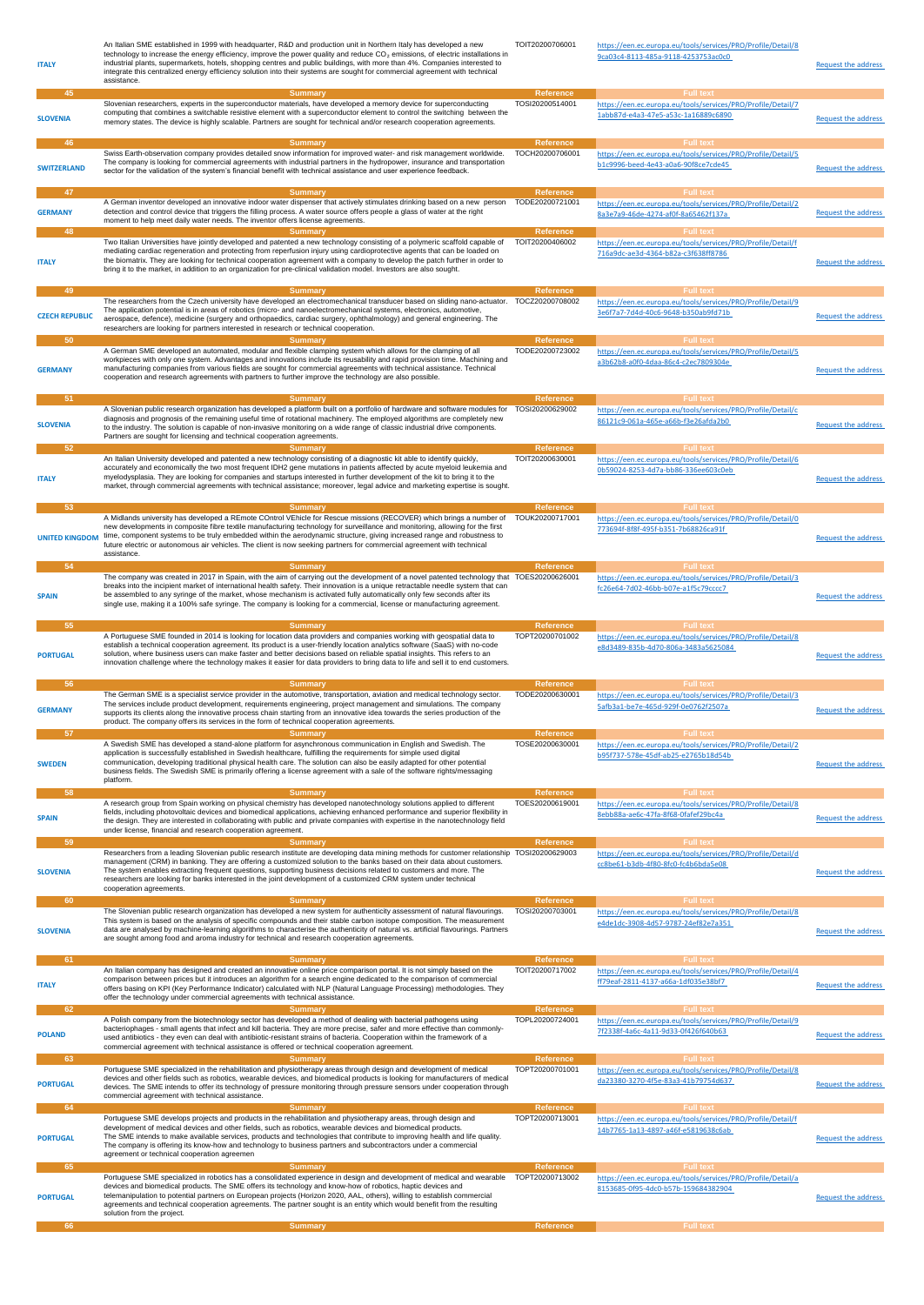| | | | | |
|---|---|---|---|---|
| ITALY | An Italian SME established in 1999 with headquarter, R&D and production unit in Northern Italy has developed a new technology to increase the energy efficiency, improve the power quality and reduce $CO_2$ emissions, of electric installations in industrial plants, supermarkets, hotels, shopping centres and public buildings, with more than 4%. Companies interested to integrate this centralized energy efficiency solution into their systems are sought for commercial agreement with technical assistance. | TOIT20200706001 | https://een.ec.europa.eu/tools/services/PRO/Profile/Detail/89ca03c4-8113-485a-9118-4253753ac0c0 | Request the address |
| **45** | **Summary** | **Reference** | **Full text** | |
| SLOVENIA | Slovenian researchers, experts in the superconductor materials, have developed a memory device for superconducting computing that combines a switchable resistive element with a superconductor element to control the switching between the memory states. The device is highly scalable. Partners are sought for technical and/or research cooperation agreements. | TOSI20200514001 | https://een.ec.europa.eu/tools/services/PRO/Profile/Detail/71abb87d-e4a3-47e5-a53c-1a16889c6890 | Request the address |
| **46** | **Summary** | **Reference** | **Full text** | |
| SWITZERLAND | Swiss Earth-observation company provides detailed snow information for improved water- and risk management worldwide. The company is looking for commercial agreements with industrial partners in the hydropower, insurance and transportation sector for the validation of the system's financial benefit with technical assistance and user experience feedback. | TOCH20200706001 | https://een.ec.europa.eu/tools/services/PRO/Profile/Detail/5b1c9996-beed-4e43-a0a6-90f8ce7cde45 | Request the address |
| **47** | **Summary** | **Reference** | **Full text** | |
| GERMANY | A German inventor developed an innovative indoor water dispenser that actively stimulates drinking based on a new person detection and control device that triggers the filling process. A water source offers people a glass of water at the right moment to help meet daily water needs. The inventor offers license agreements. | TODE20200721001 | https://een.ec.europa.eu/tools/services/PRO/Profile/Detail/28a3e7a9-46de-4274-af0f-8a65462f137a | Request the address |
| **48** | **Summary** | **Reference** | **Full text** | |
| ITALY | Two Italian Universities have jointly developed and patented a new technology consisting of a polymeric scaffold capable of mediating cardiac regeneration and protecting from reperfusion injury using cardioprotective agents that can be loaded on the biomatrix. They are looking for technical cooperation agreement with a company to develop the patch further in order to bring it to the market, in addition to an organization for pre-clinical validation model. Investors are also sought. | TOIT20200406002 | https://een.ec.europa.eu/tools/services/PRO/Profile/Detail/f716a9dc-ae3d-4364-b82a-c3f638ff8786 | Request the address |
| **49** | **Summary** | **Reference** | **Full text** | |
| CZECH REPUBLIC | The researchers from the Czech university have developed an electromechanical transducer based on sliding nano-actuator. The application potential is in areas of robotics (micro- and nanoelectromechanical systems, electronics, automotive, aerospace, defence), medicine (surgery and orthopaedics, cardiac surgery, ophthalmology) and general engineering. The researchers are looking for partners interested in research or technical cooperation. | TOCZ20200708002 | https://een.ec.europa.eu/tools/services/PRO/Profile/Detail/93e6f7a7-7d4d-40c6-9648-b350ab9fd71b | Request the address |
| **50** | **Summary** | **Reference** | **Full text** | |
| GERMANY | A German SME developed an automated, modular and flexible clamping system which allows for the clamping of all workpieces with only one system. Advantages and innovations include its reusability and rapid provision time. Machining and manufacturing companies from various fields are sought for commercial agreements with technical assistance. Technical cooperation and research agreements with partners to further improve the technology are also possible. | TODE20200723002 | https://een.ec.europa.eu/tools/services/PRO/Profile/Detail/5a3b62b8-a0f0-4daa-86c4-c2ec7809304e | Request the address |
| **51** | **Summary** | **Reference** | **Full text** | |
| SLOVENIA | A Slovenian public research organization has developed a platform built on a portfolio of hardware and software modules for diagnosis and prognosis of the remaining useful time of rotational machinery. The employed algorithms are completely new to the industry. The solution is capable of non-invasive monitoring on a wide range of classic industrial drive components. Partners are sought for licensing and technical cooperation agreements. | TOSI20200629002 | https://een.ec.europa.eu/tools/services/PRO/Profile/Detail/c86121c9-061a-465e-a66b-f3e26afda2b0 | Request the address |
| **52** | **Summary** | **Reference** | **Full text** | |
| ITALY | An Italian University developed and patented a new technology consisting of a diagnostic kit able to identify quickly, accurately and economically the two most frequent IDH2 gene mutations in patients affected by acute myeloid leukemia and myelodysplasia. They are looking for companies and startups interested in further development of the kit to bring it to the market, through commercial agreements with technical assistance; moreover, legal advice and marketing expertise is sought. | TOIT20200630001 | https://een.ec.europa.eu/tools/services/PRO/Profile/Detail/60b59024-8253-4d7a-bb86-336ee603c0eb | Request the address |
| **53** | **Summary** | **Reference** | **Full text** | |
| UNITED KINGDOM | A Midlands university has developed a REmote COntrol VEhicle for Rescue missions (RECOVER) which brings a number of new developments in composite fibre textile manufacturing technology for surveillance and monitoring, allowing for the first time, component systems to be truly embedded within the aerodynamic structure, giving increased range and robustness to future electric or autonomous air vehicles. The client is now seeking partners for commercial agreement with technical assistance. | TOUK20200717001 | https://een.ec.europa.eu/tools/services/PRO/Profile/Detail/0773694f-8f8f-495f-b351-7b68826ca91f | Request the address |
| **54** | **Summary** | **Reference** | **Full text** | |
| SPAIN | The company was created in 2017 in Spain, with the aim of carrying out the development of a novel patented technology that breaks into the incipient market of international health safety. Their innovation is a unique retractable needle system that can be assembled to any syringe of the market, whose mechanism is activated fully automatically only few seconds after its single use, making it a 100% safe syringe. The company is looking for a commercial, license or manufacturing agreement. | TOES20200626001 | https://een.ec.europa.eu/tools/services/PRO/Profile/Detail/3fc26e64-7d02-46bb-b07e-a1f5c79cccc7 | Request the address |
| **55** | **Summary** | **Reference** | **Full text** | |
| PORTUGAL | A Portuguese SME founded in 2014 is looking for location data providers and companies working with geospatial data to establish a technical cooperation agreement. Its product is a user-friendly location analytics software (SaaS) with no-code solution, where business users can make faster and better decisions based on reliable spatial insights. This refers to an innovation challenge where the technology makes it easier for data providers to bring data to life and sell it to end customers. | TOPT20200701002 | https://een.ec.europa.eu/tools/services/PRO/Profile/Detail/8e8d3489-835b-4d70-806a-3483a5625084 | Request the address |
| **56** | **Summary** | **Reference** | **Full text** | |
| GERMANY | The German SME is a specialist service provider in the automotive, transportation, aviation and medical technology sector. The services include product development, requirements engineering, project management and simulations. The company supports its clients along the innovative process chain starting from an innovative idea towards the series production of the product. The company offers its services in the form of technical cooperation agreements. | TODE20200630001 | https://een.ec.europa.eu/tools/services/PRO/Profile/Detail/35afb3a1-be7e-465d-929f-0e0762f2507a | Request the address |
| **57** | **Summary** | **Reference** | **Full text** | |
| SWEDEN | A Swedish SME has developed a stand-alone platform for asynchronous communication in English and Swedish. The application is successfully established in Swedish healthcare, fulfilling the requirements for simple used digital communication, developing traditional physical health care. The solution can also be easily adapted for other potential business fields. The Swedish SME is primarily offering a license agreement with a sale of the software rights/messaging platform. | TOSE20200630001 | https://een.ec.europa.eu/tools/services/PRO/Profile/Detail/2b95f737-578e-45df-ab25-e2765b18d54b | Request the address |
| **58** | **Summary** | **Reference** | **Full text** | |
| SPAIN | A research group from Spain working on physical chemistry has developed nanotechnology solutions applied to different fields, including photovoltaic devices and biomedical applications, achieving enhanced performance and superior flexibility in the design. They are interested in collaborating with public and private companies with expertise in the nanotechnology field under license, financial and research cooperation agreement. | TOES20200619001 | https://een.ec.europa.eu/tools/services/PRO/Profile/Detail/88ebb88a-ae6c-47fa-8f68-0fafef29bc4a | Request the address |
| **59** | **Summary** | **Reference** | **Full text** | |
| SLOVENIA | Researchers from a leading Slovenian public research institute are developing data mining methods for customer relationship management (CRM) in banking. They are offering a customized solution to the banks based on their data about customers. The system enables extracting frequent questions, supporting business decisions related to customers and more. The researchers are looking for banks interested in the joint development of a customized CRM system under technical cooperation agreements. | TOSI20200629003 | https://een.ec.europa.eu/tools/services/PRO/Profile/Detail/dcc8be61-b3db-4f80-8fc0-fc4b6bda5e08 | Request the address |
| **60** | **Summary** | **Reference** | **Full text** | |
| SLOVENIA | The Slovenian public research organization has developed a new system for authenticity assessment of natural flavourings. This system is based on the analysis of specific compounds and their stable carbon isotope composition. The measurement data are analysed by machine-learning algorithms to characterise the authenticity of natural vs. artificial flavourings. Partners are sought among food and aroma industry for technical and research cooperation agreements. | TOSI20200703001 | https://een.ec.europa.eu/tools/services/PRO/Profile/Detail/8e4de1dc-3908-4d57-9787-24ef82e7a351 | Request the address |
| **61** | **Summary** | **Reference** | **Full text** | |
| ITALY | An Italian company has designed and created an innovative online price comparison portal. It is not simply based on the comparison between prices but it introduces an algorithm for a search engine dedicated to the comparison of commercial offers basing on KPI (Key Performance Indicator) calculated with NLP (Natural Language Processing) methodologies. They offer the technology under commercial agreements with technical assistance. | TOIT20200717002 | https://een.ec.europa.eu/tools/services/PRO/Profile/Detail/4ff79eaf-2811-4137-a66a-1df035e38bf7 | Request the address |
| **62** | **Summary** | **Reference** | **Full text** | |
| POLAND | A Polish company from the biotechnology sector has developed a method of dealing with bacterial pathogens using bacteriophages - small agents that infect and kill bacteria. They are more precise, safer and more effective than commonly-used antibiotics - they even can deal with antibiotic-resistant strains of bacteria. Cooperation within the framework of a commercial agreement with technical assistance is offered or technical cooperation agreement. | TOPL20200724001 | https://een.ec.europa.eu/tools/services/PRO/Profile/Detail/97f2338f-4a6c-4a11-9d33-0f426f640b63 | Request the address |
| **63** | **Summary** | **Reference** | **Full text** | |
| PORTUGAL | Portuguese SME specialized in the rehabilitation and physiotherapy areas through design and development of medical devices and other fields such as robotics, wearable devices, and biomedical products is looking for manufacturers of medical devices. The SME intends to offer its technology of pressure monitoring through pressure sensors under cooperation through commercial agreement with technical assistance. | TOPT20200701001 | https://een.ec.europa.eu/tools/services/PRO/Profile/Detail/8da23380-3270-4f5e-83a3-41b79754d637 | Request the address |
| **64** | **Summary** | **Reference** | **Full text** | |
| PORTUGAL | Portuguese SME develops projects and products in the rehabilitation and physiotherapy areas, through design and development of medical devices and other fields, such as robotics, wearable devices and biomedical products. The SME intends to make available services, products and technologies that contribute to improving health and life quality. The company is offering its know-how and technology to business partners and subcontractors under a commercial agreement or technical cooperation agreemen | TOPT20200713001 | https://een.ec.europa.eu/tools/services/PRO/Profile/Detail/f14b7765-1a13-4897-a46f-e5819638c6ab | Request the address |
| **65** | **Summary** | **Reference** | **Full text** | |
| PORTUGAL | Portuguese SME specialized in robotics has a consolidated experience in design and development of medical and wearable devices and biomedical products. The SME offers its technology and know-how of robotics, haptic devices and telemanipulation to potential partners on European projects (Horizon 2020, AAL, others), willing to establish commercial agreements and technical cooperation agreements. The partner sought is an entity which would benefit from the resulting solution from the project. | TOPT20200713002 | https://een.ec.europa.eu/tools/services/PRO/Profile/Detail/a8153685-0f95-4dc0-b57b-159684382904 | Request the address |
| **66** | **Summary** | **Reference** | **Full text** | |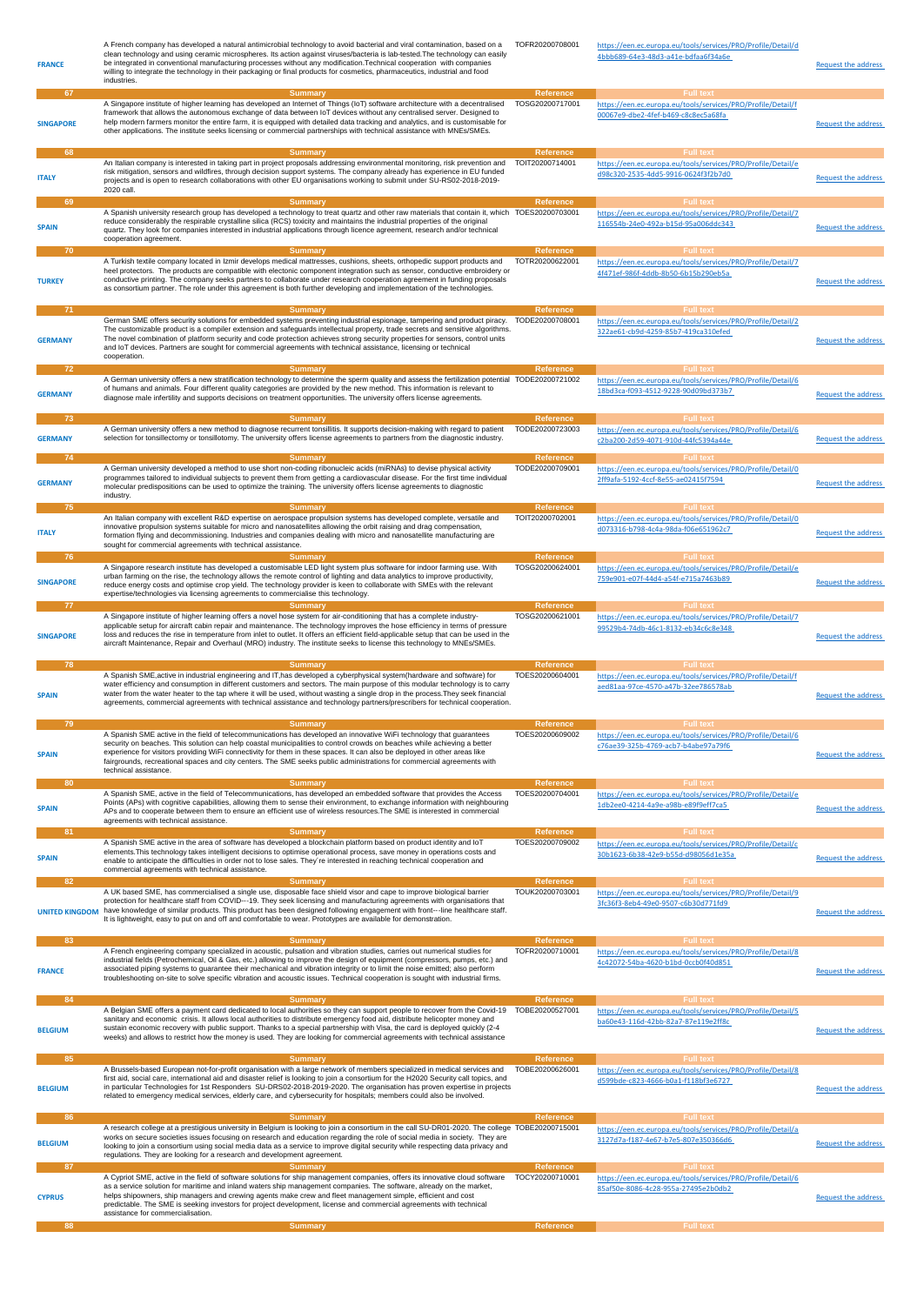| | | | | |
|---|---|---|---|---|
| FRANCE | A French company has developed a natural antimicrobial technology to avoid bacterial and viral contamination, based on a clean technology and using ceramic microspheres. Its action against viruses/bacteria is lab-tested.The technology can easily be integrated in conventional manufacturing processes without any modification.Technical cooperation with companies willing to integrate the technology in their packaging or final products for cosmetics, pharmaceutics, industrial and food industries. | TOFR20200708001 | https://een.ec.europa.eu/tools/services/PRO/Profile/Detail/d4bbb689-64e3-48d3-a41e-bdfaa6f34a6e | Request the address |
| 67 | Summary | Reference | Full text | |
| SINGAPORE | A Singapore institute of higher learning has developed an Internet of Things (IoT) software architecture with a decentralised framework that allows the autonomous exchange of data between IoT devices without any centralised server. Designed to help modern farmers monitor the entire farm, it is equipped with detailed data tracking and analytics, and is customisable for other applications. The institute seeks licensing or commercial partnerships with technical assistance with MNEs/SMEs. | TOSG20200717001 | https://een.ec.europa.eu/tools/services/PRO/Profile/Detail/f00067e9-dbe2-4fef-b469-c8c8ec5a68fa | Request the address |
| 68 | Summary | Reference | Full text | |
| ITALY | An Italian company is interested in taking part in project proposals addressing environmental monitoring, risk prevention and risk mitigation, sensors and wildfires, through decision support systems. The company already has experience in EU funded projects and is open to research collaborations with other EU organisations working to submit under SU-RS02-2018-2019-2020 call. | TOIT20200714001 | https://een.ec.europa.eu/tools/services/PRO/Profile/Detail/ed98c320-2535-4dd5-9916-0624f3f2b7d0 | Request the address |
| 69 | Summary | Reference | Full text | |
| SPAIN | A Spanish university research group has developed a technology to treat quartz and other raw materials that contain it, which reduce considerably the respirable crystalline silica (RCS) toxicity and maintains the industrial properties of the original quartz. They look for companies interested in industrial applications through licence agreement, research and/or technical cooperation agreement. | TOES20200703001 | https://een.ec.europa.eu/tools/services/PRO/Profile/Detail/7116554b-24e0-492a-b15d-95a006ddc343 | Request the address |
| 70 | Summary | Reference | Full text | |
| TURKEY | A Turkish textile company located in Izmir develops medical mattresses, cushions, sheets, orthopedic support products and heel protectors. The products are compatible with electonic component integration such as sensor, conductive embroidery or conductive printing. The company seeks partners to collaborate under research cooperation agreement in funding proposals as consortium partner. The role under this agreement is both further developing and implementation of the technologies. | TOTR20200622001 | https://een.ec.europa.eu/tools/services/PRO/Profile/Detail/74f471ef-986f-4ddb-8b50-6b15b290eb5a | Request the address |
| 71 | Summary | Reference | Full text | |
| GERMANY | German SME offers security solutions for embedded systems preventing industrial espionage, tampering and product piracy. The customizable product is a compiler extension and safeguards intellectual property, trade secrets and sensitive algorithms. The novel combination of platform security and code protection achieves strong security properties for sensors, control units and IoT devices. Partners are sought for commercial agreements with technical assistance, licensing or technical cooperation. | TODE20200708001 | https://een.ec.europa.eu/tools/services/PRO/Profile/Detail/2322ae61-cb9d-4259-85b7-419ca310efed | Request the address |
| 72 | Summary | Reference | Full text | |
| GERMANY | A German university offers a new stratification technology to determine the sperm quality and assess the fertilization potential of humans and animals. Four different quality categories are provided by the new method. This information is relevant to diagnose male infertility and supports decisions on treatment opportunities. The university offers license agreements. | TODE20200721002 | https://een.ec.europa.eu/tools/services/PRO/Profile/Detail/618bd3ca-f093-4512-9228-90d09bd373b7 | Request the address |
| 73 | Summary | Reference | Full text | |
| GERMANY | A German university offers a new method to diagnose recurrent tonsillitis. It supports decision-making with regard to patient selection for tonsillectomy or tonsillotomy. The university offers license agreements to partners from the diagnostic industry. | TODE20200723003 | https://een.ec.europa.eu/tools/services/PRO/Profile/Detail/6c2ba200-2d59-4071-910d-44fc5394a44e | Request the address |
| 74 | Summary | Reference | Full text | |
| GERMANY | A German university developed a method to use short non-coding ribonucleic acids (miRNAs) to devise physical activity programmes tailored to individual subjects to prevent them from getting a cardiovascular disease. For the first time individual molecular predispositions can be used to optimize the training. The university offers license agreements to diagnostic industry. | TODE20200709001 | https://een.ec.europa.eu/tools/services/PRO/Profile/Detail/02ff9afa-5192-4ccf-8e55-ae02415f7594 | Request the address |
| 75 | Summary | Reference | Full text | |
| ITALY | An Italian company with excellent R&D expertise on aerospace propulsion systems has developed complete, versatile and innovative propulsion systems suitable for micro and nanosatellites allowing the orbit raising and drag compensation, formation flying and decommissioning. Industries and companies dealing with micro and nanosatellite manufacturing are sought for commercial agreements with technical assistance. | TOIT20200702001 | https://een.ec.europa.eu/tools/services/PRO/Profile/Detail/0d073316-b798-4c4a-98da-f06e651962c7 | Request the address |
| 76 | Summary | Reference | Full text | |
| SINGAPORE | A Singapore research institute has developed a customisable LED light system plus software for indoor farming use. With urban farming on the rise, the technology allows the remote control of lighting and data analytics to improve productivity, reduce energy costs and optimise crop yield. The technology provider is keen to collaborate with SMEs with the relevant expertise/technologies via licensing agreements to commercialise this technology. | TOSG20200624001 | https://een.ec.europa.eu/tools/services/PRO/Profile/Detail/e759e901-e07f-44d4-a54f-e715a7463b89 | Request the address |
| 77 | Summary | Reference | Full text | |
| SINGAPORE | A Singapore institute of higher learning offers a novel hose system for air-conditioning that has a complete industry-applicable setup for aircraft cabin repair and maintenance. The technology improves the hose efficiency in terms of pressure loss and reduces the rise in temperature from inlet to outlet. It offers an efficient field-applicable setup that can be used in the aircraft Maintenance, Repair and Overhaul (MRO) industry. The institute seeks to license this technology to MNEs/SMEs. | TOSG20200621001 | https://een.ec.europa.eu/tools/services/PRO/Profile/Detail/799529b4-74db-46c1-8132-eb34c6c8e348 | Request the address |
| 78 | Summary | Reference | Full text | |
| SPAIN | A Spanish SME,active in industrial engineering and IT,has developed a cyberphysical system(hardware and software) for water efficiency and consumption in different customers and sectors. The main purpose of this modular technology is to carry water from the water heater to the tap where it will be used, without wasting a single drop in the process.They seek financial agreements, commercial agreements with technical assistance and technology partners/prescribers for technical cooperation. | TOES20200604001 | https://een.ec.europa.eu/tools/services/PRO/Profile/Detail/faed81aa-97ce-4570-a47b-32ee786578ab | Request the address |
| 79 | Summary | Reference | Full text | |
| SPAIN | A Spanish SME active in the field of telecommunications has developed an innovative WiFi technology that guarantees security on beaches. This solution can help coastal municipalities to control crowds on beaches while achieving a better experience for visitors providing WiFi connectivity for them in these spaces. It can also be deployed in other areas like fairgrounds, recreational spaces and city centers. The SME seeks public administrations for commercial agreements with technical assistance. | TOES20200609002 | https://een.ec.europa.eu/tools/services/PRO/Profile/Detail/6c76ae39-325b-4769-acb7-b4abe97a79f6 | Request the address |
| 80 | Summary | Reference | Full text | |
| SPAIN | A Spanish SME, active in the field of Telecommunications, has developed an embedded software that provides the Access Points (APs) with cognitive capabilities, allowing them to sense their environment, to exchange information with neighbouring APs and to cooperate between them to ensure an efficient use of wireless resources.The SME is interested in commercial agreements with technical assistance. | TOES20200704001 | https://een.ec.europa.eu/tools/services/PRO/Profile/Detail/e1db2ee0-4214-4a9e-a98b-e89f9eff7ca5 | Request the address |
| 81 | Summary | Reference | Full text | |
| SPAIN | A Spanish SME active in the area of software has developed a blockchain platform based on product identity and IoT elements.This technology takes intelligent decisions to optimise operational process, save money in operations costs and enable to anticipate the difficulties in order not to lose sales. They're interested in reaching technical cooperation and commercial agreements with technical assistance. | TOES20200709002 | https://een.ec.europa.eu/tools/services/PRO/Profile/Detail/c30b1623-6b38-42e9-b55d-d98056d1e35a | Request the address |
| 82 | Summary | Reference | Full text | |
| UNITED KINGDOM | A UK based SME, has commercialised a single use, disposable face shield visor and cape to improve biological barrier protection for healthcare staff from COVID---19. They seek licensing and manufacturing agreements with organisations that have knowledge of similar products. This product has been designed following engagement with front---line healthcare staff. It is lightweight, easy to put on and off and comfortable to wear. Prototypes are available for demonstration. | TOUK20200703001 | https://een.ec.europa.eu/tools/services/PRO/Profile/Detail/93fc36f3-8eb4-49e0-9507-c6b30d771fd9 | Request the address |
| 83 | Summary | Reference | Full text | |
| FRANCE | A French engineering company specialized in acoustic, pulsation and vibration studies, carries out numerical studies for industrial fields (Petrochemical, Oil & Gas, etc.) allowing to improve the design of equipment (compressors, pumps, etc.) and associated piping systems to guarantee their mechanical and vibration integrity or to limit the noise emitted; also perform troubleshooting on-site to solve specific vibration and acoustic issues. Technical cooperation is sought with industrial firms. | TOFR20200710001 | https://een.ec.europa.eu/tools/services/PRO/Profile/Detail/84c42072-54ba-4620-b1bd-0ccb0f40d851 | Request the address |
| 84 | Summary | Reference | Full text | |
| BELGIUM | A Belgian SME offers a payment card dedicated to local authorities so they can support people to recover from the Covid-19 sanitary and economic crisis. It allows local authorities to distribute emergency food aid, distribute helicopter money and sustain economic recovery with public support. Thanks to a special partnership with Visa, the card is deployed quickly (2-4 weeks) and allows to restrict how the money is used. They are looking for commercial agreements with technical assistance | TOBE20200527001 | https://een.ec.europa.eu/tools/services/PRO/Profile/Detail/5ba60e43-116d-42bb-82a7-87e119e2ff8c | Request the address |
| 85 | Summary | Reference | Full text | |
| BELGIUM | A Brussels-based European not-for-profit organisation with a large network of members specialized in medical services and first aid, social care, international aid and disaster relief is looking to join a consortium for the H2020 Security call topics, and in particular Technologies for 1st Responders SU-DRS02-2018-2019-2020. The organisation has proven expertise in projects related to emergency medical services, elderly care, and cybersecurity for hospitals; members could also be involved. | TOBE20200626001 | https://een.ec.europa.eu/tools/services/PRO/Profile/Detail/8d599bde-c823-4666-b0a1-f118bf3e6727 | Request the address |
| 86 | Summary | Reference | Full text | |
| BELGIUM | A research college at a prestigious university in Belgium is looking to join a consortium in the call SU-DR01-2020. The college works on secure societies issues focusing on research and education regarding the role of social media in society. They are looking to join a consortium using social media data as a service to improve digital security while respecting data privacy and regulations. They are looking for a research and development agreement. | TOBE20200715001 | https://een.ec.europa.eu/tools/services/PRO/Profile/Detail/a3127d7a-f187-4e67-b7e5-807e350366d6 | Request the address |
| 87 | Summary | Reference | Full text | |
| CYPRUS | A Cypriot SME, active in the field of software solutions for ship management companies, offers its innovative cloud software as a service solution for maritime and inland waters ship management companies. The software, already on the market, helps shipowners, ship managers and crewing agents make crew and fleet management simple, efficient and cost predictable. The SME is seeking investors for project development, license and commercial agreements with technical assistance for commercialisation. | TOCY20200710001 | https://een.ec.europa.eu/tools/services/PRO/Profile/Detail/685af50e-8086-4c28-955a-27495e2b0db2 | Request the address |
| 88 | Summary | Reference | Full text | |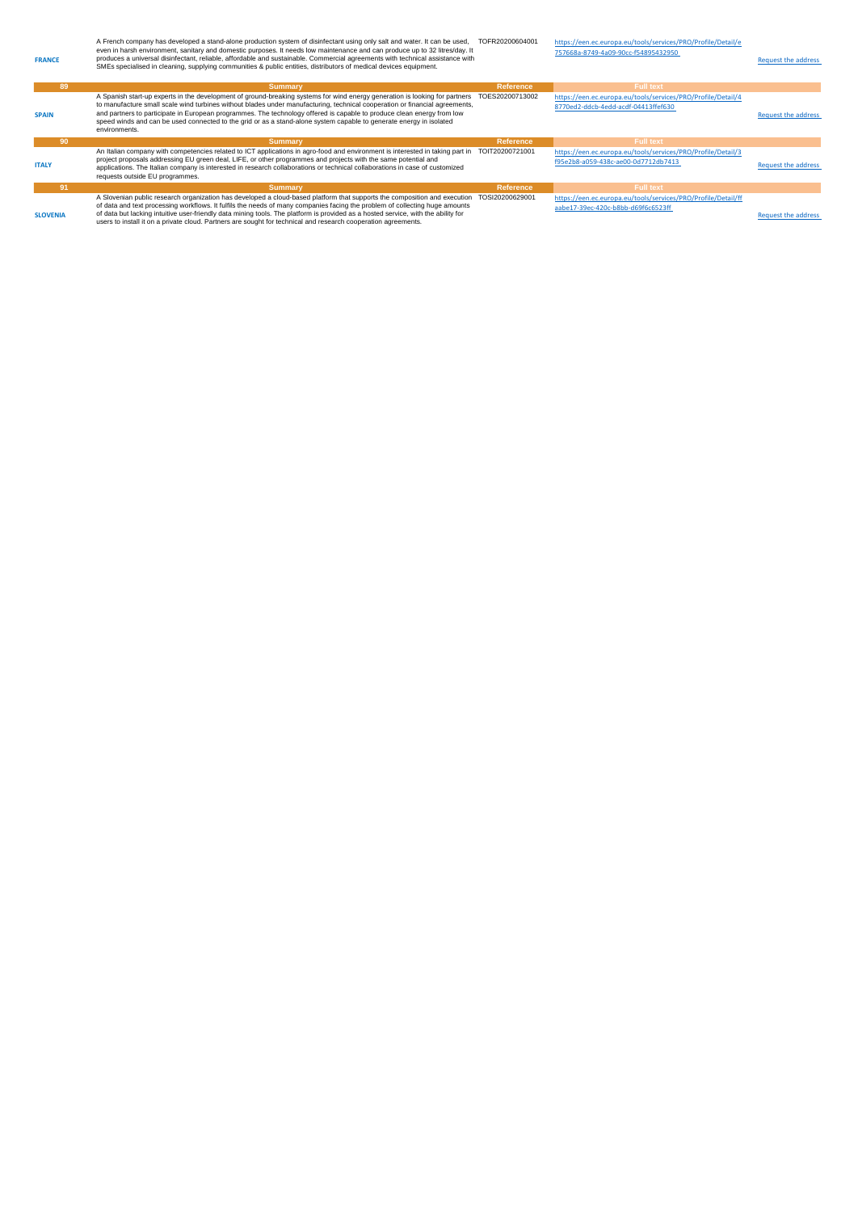| | | | | |
|---|---|---|---|---|
| FRANCE | A French company has developed a stand-alone production system of disinfectant using only salt and water. It can be used, even in harsh environment, sanitary and domestic purposes. It needs low maintenance and can produce up to 32 litres/day. It produces a universal disinfectant, reliable, affordable and sustainable. Commercial agreements with technical assistance with SMEs specialised in cleaning, supplying communities & public entities, distributors of medical devices equipment. | TOFR20200604001 | https://een.ec.europa.eu/tools/services/PRO/Profile/Detail/e757668a-8749-4a09-90cc-f54895432950 | Request the address |
| 89 | Summary | Reference | Full text | |
| SPAIN | A Spanish start-up experts in the development of ground-breaking systems for wind energy generation is looking for partners to manufacture small scale wind turbines without blades under manufacturing, technical cooperation or financial agreements, and partners to participate in European programmes. The technology offered is capable to produce clean energy from low speed winds and can be used connected to the grid or as a stand-alone system capable to generate energy in isolated environments. | TOES20200713002 | https://een.ec.europa.eu/tools/services/PRO/Profile/Detail/48770ed2-ddcb-4edd-acdf-04413ffef630 | Request the address |
| 90 | Summary | Reference | Full text | |
| ITALY | An Italian company with competencies related to ICT applications in agro-food and environment is interested in taking part in project proposals addressing EU green deal, LIFE, or other programmes and projects with the same potential and applications. The Italian company is interested in research collaborations or technical collaborations in case of customized requests outside EU programmes. | TOIT20200721001 | https://een.ec.europa.eu/tools/services/PRO/Profile/Detail/3f95e2b8-a059-438c-ae00-0d7712db7413 | Request the address |
| 91 | Summary | Reference | Full text | |
| SLOVENIA | A Slovenian public research organization has developed a cloud-based platform that supports the composition and execution of data and text processing workflows. It fulfils the needs of many companies facing the problem of collecting huge amounts of data but lacking intuitive user-friendly data mining tools. The platform is provided as a hosted service, with the ability for users to install it on a private cloud. Partners are sought for technical and research cooperation agreements. | TOSI20200629001 | https://een.ec.europa.eu/tools/services/PRO/Profile/Detail/ffaabe17-39ec-420c-b8bb-d69f6c6523ff | Request the address |